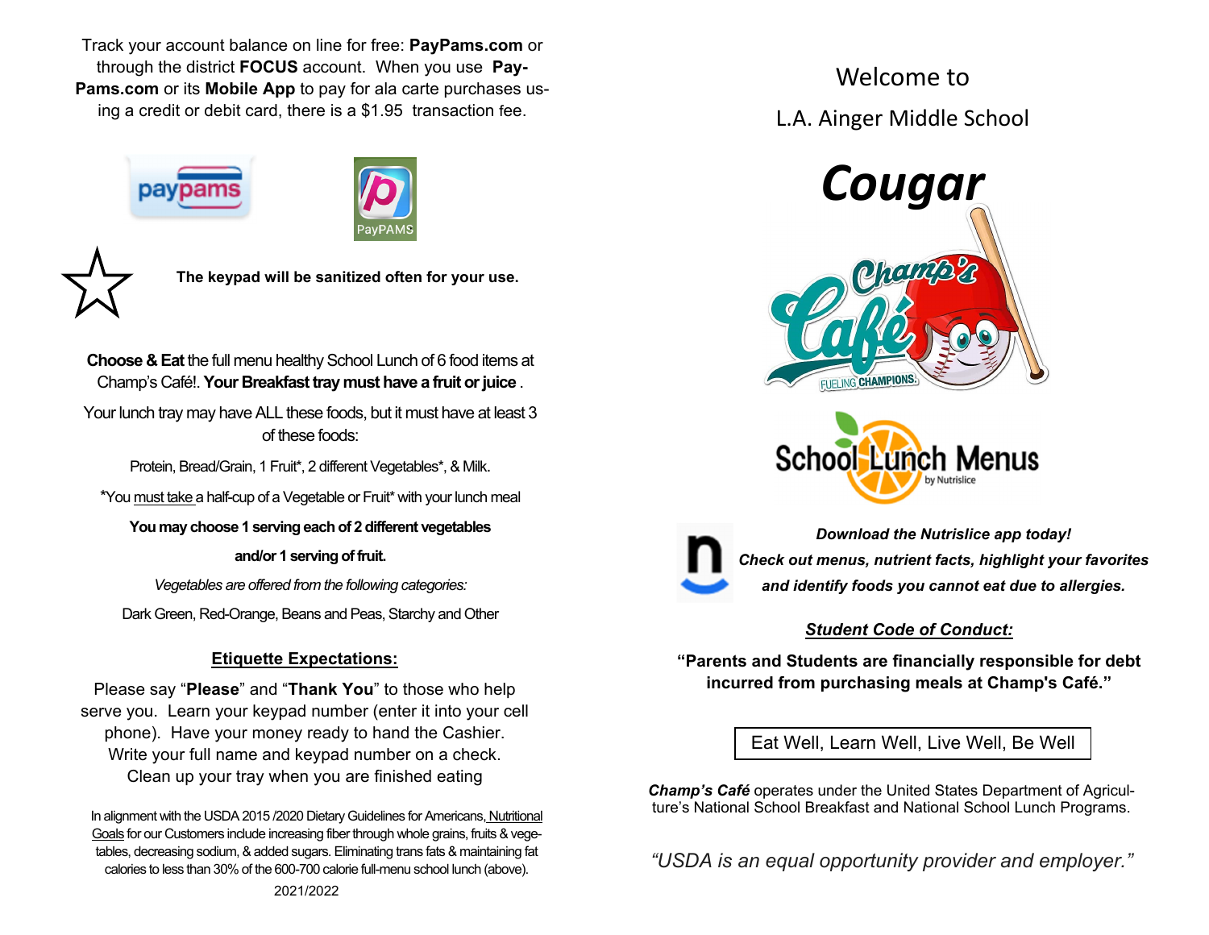Track your account balance on line for free: **PayPams.com** or through the district **FOCUS** account. When you use **Pay-Pams.com** or its **Mobile App** to pay for ala carte purchases using a credit or debit card, there is a $1.95 transaction fee.

**The keypad will be sanitized often for your use.**

**Choose & Eat** the full menu healthy School Lunch of 6 food items at Champ's Café!. **Your Breakfast tray must have a fruit or juice** .

Your lunch tray may have ALL these foods, but it must have at least 3 of these foods:

Protein, Bread/Grain, 1 Fruit*, 2 different Vegetables*, & Milk.

*You must take a half-cup of a Vegetable or Fruit* with your lunch meal

**You may choose 1 serving each of 2 different vegetables and/or 1 serving of fruit.**

*Vegetables are offered from the following categories:*

Dark Green, Red-Orange, Beans and Peas, Starchy and Other

## Etiquette Expectations:

Please say "**Please**" and "**Thank You**" to those who help serve you. Learn your keypad number (enter it into your cell phone). Have your money ready to hand the Cashier. Write your full name and keypad number on a check. Clean up your tray when you are finished eating

In alignment with the USDA 2015 /2020 Dietary Guidelines for Americans, Nutritional Goals for our Customers include increasing fiber through whole grains, fruits & vegetables, decreasing sodium, & added sugars. Eliminating trans fats & maintaining fat calories to less than 30% of the 600-700 calorie full-menu school lunch (above).

2021/2022

# Welcome to L.A. Ainger Middle School

## *Cougar*

Champ's Café — FUELING CHAMPIONS

School Lunch Menus by Nutrislice

***Download the Nutrislice app today! Check out menus, nutrient facts, highlight your favorites and identify foods you cannot eat due to allergies.***

***Student Code of Conduct:***

**"Parents and Students are financially responsible for debt incurred from purchasing meals at Champ's Café."**

Eat Well, Learn Well, Live Well, Be Well

***Champ's Café*** operates under the United States Department of Agriculture's National School Breakfast and National School Lunch Programs.

*"USDA is an equal opportunity provider and employer."*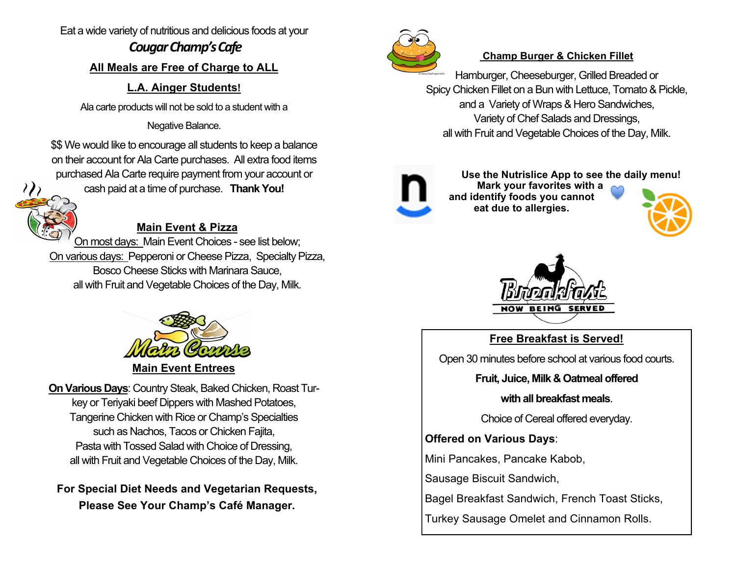Eat a wide variety of nutritious and delicious foods at your

***Cougar Champ's Cafe***

**All Meals are Free of Charge to ALL**

**L.A. Ainger Students!**

Ala carte products will not be sold to a student with a

Negative Balance.

$$ We would like to encourage all students to keep a balance on their account for Ala Carte purchases. All extra food items purchased Ala Carte require payment from your account or cash paid at a time of purchase. **Thank You!**

## Main Event & Pizza

On most days: Main Event Choices - see list below;
On various days: Pepperoni or Cheese Pizza, Specialty Pizza, Bosco Cheese Sticks with Marinara Sauce, all with Fruit and Vegetable Choices of the Day, Milk.

Main Course

## Main Event Entrees

**On Various Days**: Country Steak, Baked Chicken, Roast Turkey or Teriyaki beef Dippers with Mashed Potatoes, Tangerine Chicken with Rice or Champ's Specialties such as Nachos, Tacos or Chicken Fajita, Pasta with Tossed Salad with Choice of Dressing, all with Fruit and Vegetable Choices of the Day, Milk.

**For Special Diet Needs and Vegetarian Requests, Please See Your Champ's Café Manager.**

## Champ Burger & Chicken Fillet

Hamburger, Cheeseburger, Grilled Breaded or Spicy Chicken Fillet on a Bun with Lettuce, Tomato & Pickle, and a Variety of Wraps & Hero Sandwiches, Variety of Chef Salads and Dressings, all with Fruit and Vegetable Choices of the Day, Milk.

**Use the Nutrislice App to see the daily menu! Mark your favorites with a and identify foods you cannot eat due to allergies.**

Breakfast NOW BEING SERVED

## Free Breakfast is Served!

Open 30 minutes before school at various food courts.

**Fruit, Juice, Milk & Oatmeal offered with all breakfast meals.**

Choice of Cereal offered everyday.

**Offered on Various Days**:

Mini Pancakes, Pancake Kabob,

Sausage Biscuit Sandwich,

Bagel Breakfast Sandwich, French Toast Sticks,

Turkey Sausage Omelet and Cinnamon Rolls.